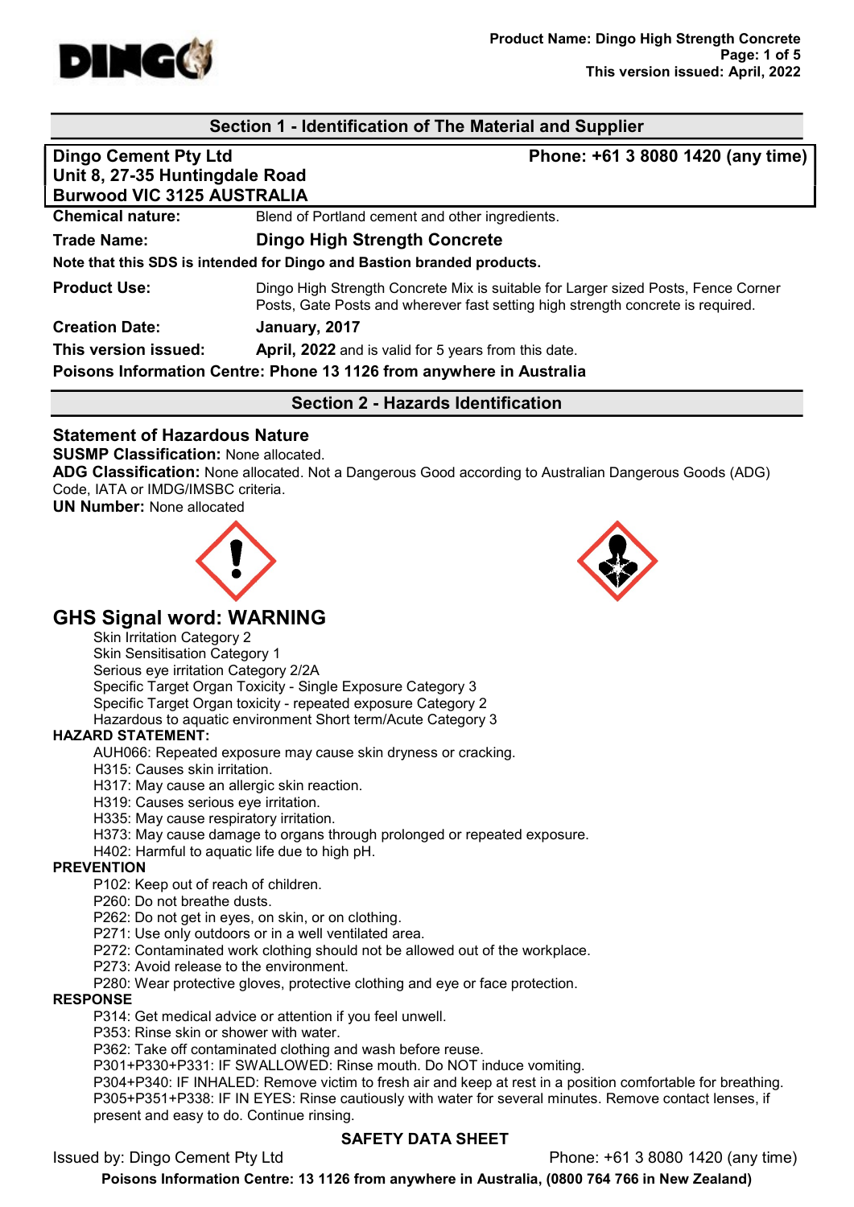## Section 1 - Identification of The Material and Supplier

**Dingo Cement Pty Ltd**
**Unit 8, 27-35 Huntingdale Road**
**Burwood VIC 3125 AUSTRALIA**

**Phone: +61 3 8080 1420 (any time)**

**Chemical nature:** Blend of Portland cement and other ingredients.

**Trade Name:** **Dingo High Strength Concrete**

**Note that this SDS is intended for Dingo and Bastion branded products.**

**Product Use:** Dingo High Strength Concrete Mix is suitable for Larger sized Posts, Fence Corner Posts, Gate Posts and wherever fast setting high strength concrete is required.

**Creation Date:** **January, 2017**

**This version issued:** **April, 2022** and is valid for 5 years from this date.

**Poisons Information Centre: Phone 13 1126 from anywhere in Australia**

## Section 2 - Hazards Identification

### Statement of Hazardous Nature

**SUSMP Classification:** None allocated.

**ADG Classification:** None allocated. Not a Dangerous Good according to Australian Dangerous Goods (ADG) Code, IATA or IMDG/IMSBC criteria.

**UN Number:** None allocated

## GHS Signal word: WARNING

Skin Irritation Category 2
Skin Sensitisation Category 1
Serious eye irritation Category 2/2A
Specific Target Organ Toxicity - Single Exposure Category 3
Specific Target Organ toxicity - repeated exposure Category 2
Hazardous to aquatic environment Short term/Acute Category 3

**HAZARD STATEMENT:**

AUH066: Repeated exposure may cause skin dryness or cracking.
H315: Causes skin irritation.
H317: May cause an allergic skin reaction.
H319: Causes serious eye irritation.
H335: May cause respiratory irritation.
H373: May cause damage to organs through prolonged or repeated exposure.
H402: Harmful to aquatic life due to high pH.

**PREVENTION**

P102: Keep out of reach of children.
P260: Do not breathe dusts.
P262: Do not get in eyes, on skin, or on clothing.
P271: Use only outdoors or in a well ventilated area.
P272: Contaminated work clothing should not be allowed out of the workplace.
P273: Avoid release to the environment.
P280: Wear protective gloves, protective clothing and eye or face protection.

**RESPONSE**

P314: Get medical advice or attention if you feel unwell.
P353: Rinse skin or shower with water.
P362: Take off contaminated clothing and wash before reuse.
P301+P330+P331: IF SWALLOWED: Rinse mouth. Do NOT induce vomiting.
P304+P340: IF INHALED: Remove victim to fresh air and keep at rest in a position comfortable for breathing.
P305+P351+P338: IF IN EYES: Rinse cautiously with water for several minutes. Remove contact lenses, if present and easy to do. Continue rinsing.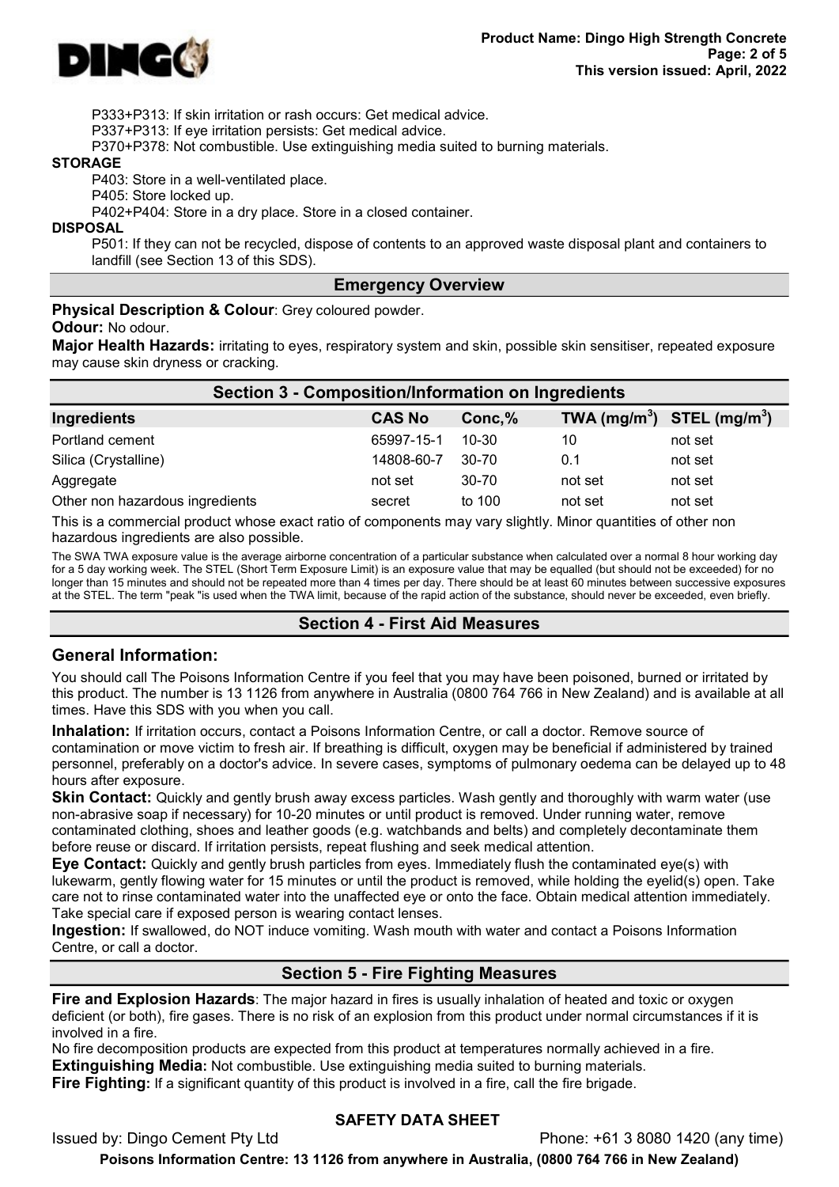P333+P313: If skin irritation or rash occurs: Get medical advice.
P337+P313: If eye irritation persists: Get medical advice.
P370+P378: Not combustible. Use extinguishing media suited to burning materials.

**STORAGE**

P403: Store in a well-ventilated place.
P405: Store locked up.
P402+P404: Store in a dry place. Store in a closed container.

**DISPOSAL**

P501: If they can not be recycled, dispose of contents to an approved waste disposal plant and containers to landfill (see Section 13 of this SDS).

## Emergency Overview

**Physical Description & Colour**: Grey coloured powder.

**Odour:** No odour.

**Major Health Hazards:** irritating to eyes, respiratory system and skin, possible skin sensitiser, repeated exposure may cause skin dryness or cracking.

## Section 3 - Composition/Information on Ingredients

| Ingredients | CAS No | Conc,% | TWA ($mg/m^3$) | STEL ($mg/m^3$) |
|---|---|---|---|---|
| Portland cement | 65997-15-1 | 10-30 | 10 | not set |
| Silica (Crystalline) | 14808-60-7 | 30-70 | 0.1 | not set |
| Aggregate | not set | 30-70 | not set | not set |
| Other non hazardous ingredients | secret | to 100 | not set | not set |

This is a commercial product whose exact ratio of components may vary slightly. Minor quantities of other non hazardous ingredients are also possible.

The SWA TWA exposure value is the average airborne concentration of a particular substance when calculated over a normal 8 hour working day for a 5 day working week. The STEL (Short Term Exposure Limit) is an exposure value that may be equalled (but should not be exceeded) for no longer than 15 minutes and should not be repeated more than 4 times per day. There should be at least 60 minutes between successive exposures at the STEL. The term "peak "is used when the TWA limit, because of the rapid action of the substance, should never be exceeded, even briefly.

## Section 4 - First Aid Measures

### General Information:

You should call The Poisons Information Centre if you feel that you may have been poisoned, burned or irritated by this product. The number is 13 1126 from anywhere in Australia (0800 764 766 in New Zealand) and is available at all times. Have this SDS with you when you call.

**Inhalation:** If irritation occurs, contact a Poisons Information Centre, or call a doctor. Remove source of contamination or move victim to fresh air. If breathing is difficult, oxygen may be beneficial if administered by trained personnel, preferably on a doctor's advice. In severe cases, symptoms of pulmonary oedema can be delayed up to 48 hours after exposure.

**Skin Contact:** Quickly and gently brush away excess particles. Wash gently and thoroughly with warm water (use non-abrasive soap if necessary) for 10-20 minutes or until product is removed. Under running water, remove contaminated clothing, shoes and leather goods (e.g. watchbands and belts) and completely decontaminate them before reuse or discard. If irritation persists, repeat flushing and seek medical attention.

**Eye Contact:** Quickly and gently brush particles from eyes. Immediately flush the contaminated eye(s) with lukewarm, gently flowing water for 15 minutes or until the product is removed, while holding the eyelid(s) open. Take care not to rinse contaminated water into the unaffected eye or onto the face. Obtain medical attention immediately. Take special care if exposed person is wearing contact lenses.

**Ingestion:** If swallowed, do NOT induce vomiting. Wash mouth with water and contact a Poisons Information Centre, or call a doctor.

## Section 5 - Fire Fighting Measures

**Fire and Explosion Hazards**: The major hazard in fires is usually inhalation of heated and toxic or oxygen deficient (or both), fire gases. There is no risk of an explosion from this product under normal circumstances if it is involved in a fire.

No fire decomposition products are expected from this product at temperatures normally achieved in a fire.

**Extinguishing Media:** Not combustible. Use extinguishing media suited to burning materials.

**Fire Fighting:** If a significant quantity of this product is involved in a fire, call the fire brigade.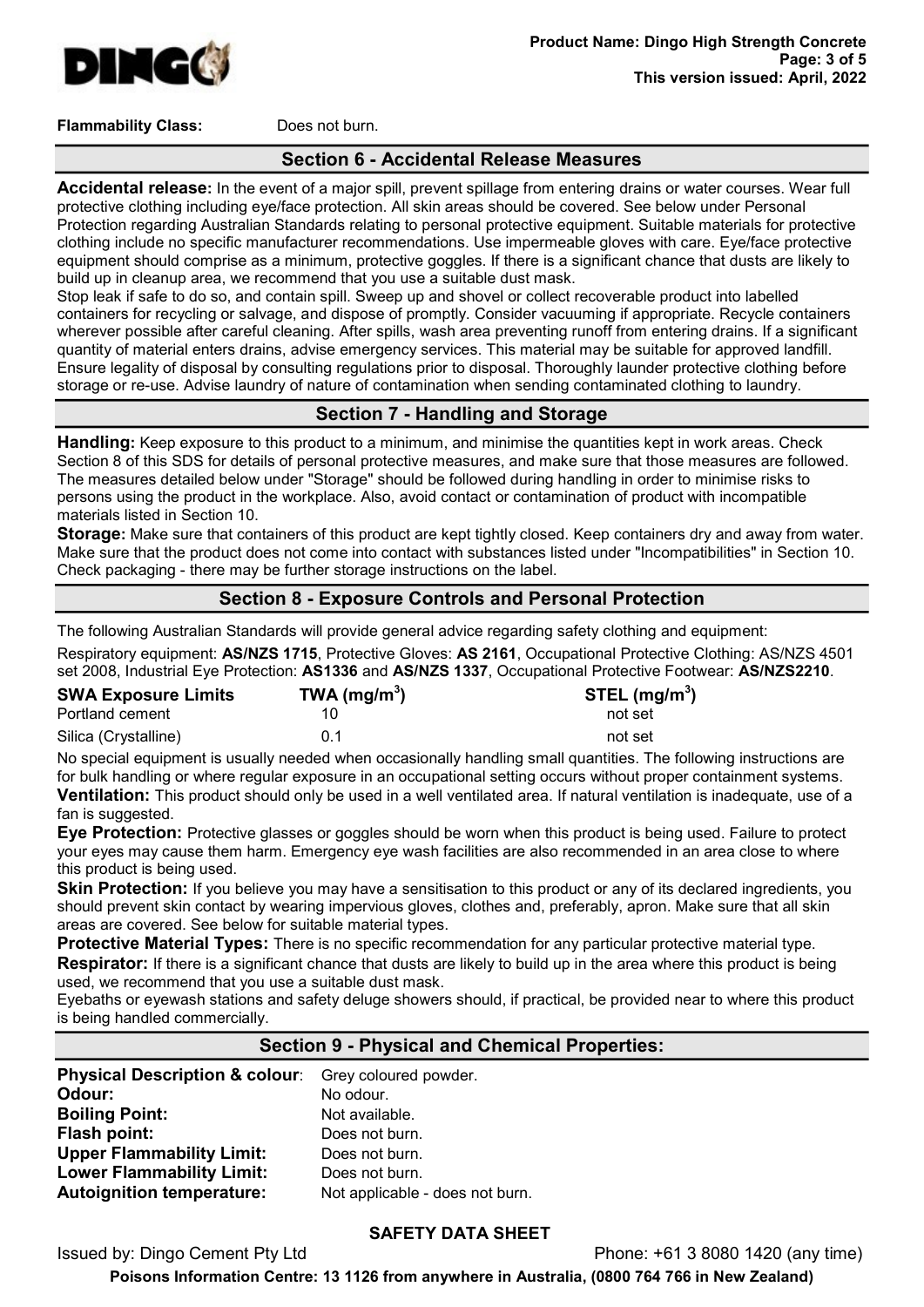**Flammability Class:** Does not burn.

## Section 6 - Accidental Release Measures

**Accidental release:** In the event of a major spill, prevent spillage from entering drains or water courses. Wear full protective clothing including eye/face protection. All skin areas should be covered. See below under Personal Protection regarding Australian Standards relating to personal protective equipment. Suitable materials for protective clothing include no specific manufacturer recommendations. Use impermeable gloves with care. Eye/face protective equipment should comprise as a minimum, protective goggles. If there is a significant chance that dusts are likely to build up in cleanup area, we recommend that you use a suitable dust mask.
Stop leak if safe to do so, and contain spill. Sweep up and shovel or collect recoverable product into labelled containers for recycling or salvage, and dispose of promptly. Consider vacuuming if appropriate. Recycle containers wherever possible after careful cleaning. After spills, wash area preventing runoff from entering drains. If a significant quantity of material enters drains, advise emergency services. This material may be suitable for approved landfill. Ensure legality of disposal by consulting regulations prior to disposal. Thoroughly launder protective clothing before storage or re-use. Advise laundry of nature of contamination when sending contaminated clothing to laundry.

## Section 7 - Handling and Storage

**Handling:** Keep exposure to this product to a minimum, and minimise the quantities kept in work areas. Check Section 8 of this SDS for details of personal protective measures, and make sure that those measures are followed. The measures detailed below under "Storage" should be followed during handling in order to minimise risks to persons using the product in the workplace. Also, avoid contact or contamination of product with incompatible materials listed in Section 10.

**Storage:** Make sure that containers of this product are kept tightly closed. Keep containers dry and away from water. Make sure that the product does not come into contact with substances listed under "Incompatibilities" in Section 10. Check packaging - there may be further storage instructions on the label.

## Section 8 - Exposure Controls and Personal Protection

The following Australian Standards will provide general advice regarding safety clothing and equipment:

Respiratory equipment: **AS/NZS 1715**, Protective Gloves: **AS 2161**, Occupational Protective Clothing: AS/NZS 4501 set 2008, Industrial Eye Protection: **AS1336** and **AS/NZS 1337**, Occupational Protective Footwear: **AS/NZS2210**.

| SWA Exposure Limits | TWA ($mg/m^3$) | STEL ($mg/m^3$) |
|---|---|---|
| Portland cement | 10 | not set |
| Silica (Crystalline) | 0.1 | not set |

No special equipment is usually needed when occasionally handling small quantities. The following instructions are for bulk handling or where regular exposure in an occupational setting occurs without proper containment systems.

**Ventilation:** This product should only be used in a well ventilated area. If natural ventilation is inadequate, use of a fan is suggested.

**Eye Protection:** Protective glasses or goggles should be worn when this product is being used. Failure to protect your eyes may cause them harm. Emergency eye wash facilities are also recommended in an area close to where this product is being used.

**Skin Protection:** If you believe you may have a sensitisation to this product or any of its declared ingredients, you should prevent skin contact by wearing impervious gloves, clothes and, preferably, apron. Make sure that all skin areas are covered. See below for suitable material types.

**Protective Material Types:** There is no specific recommendation for any particular protective material type.

**Respirator:** If there is a significant chance that dusts are likely to build up in the area where this product is being used, we recommend that you use a suitable dust mask.

Eyebaths or eyewash stations and safety deluge showers should, if practical, be provided near to where this product is being handled commercially.

## Section 9 - Physical and Chemical Properties:

**Physical Description & colour**: Grey coloured powder.
**Odour:** No odour.
**Boiling Point:** Not available.
**Flash point:** Does not burn.
**Upper Flammability Limit:** Does not burn.
**Lower Flammability Limit:** Does not burn.
**Autoignition temperature:** Not applicable - does not burn.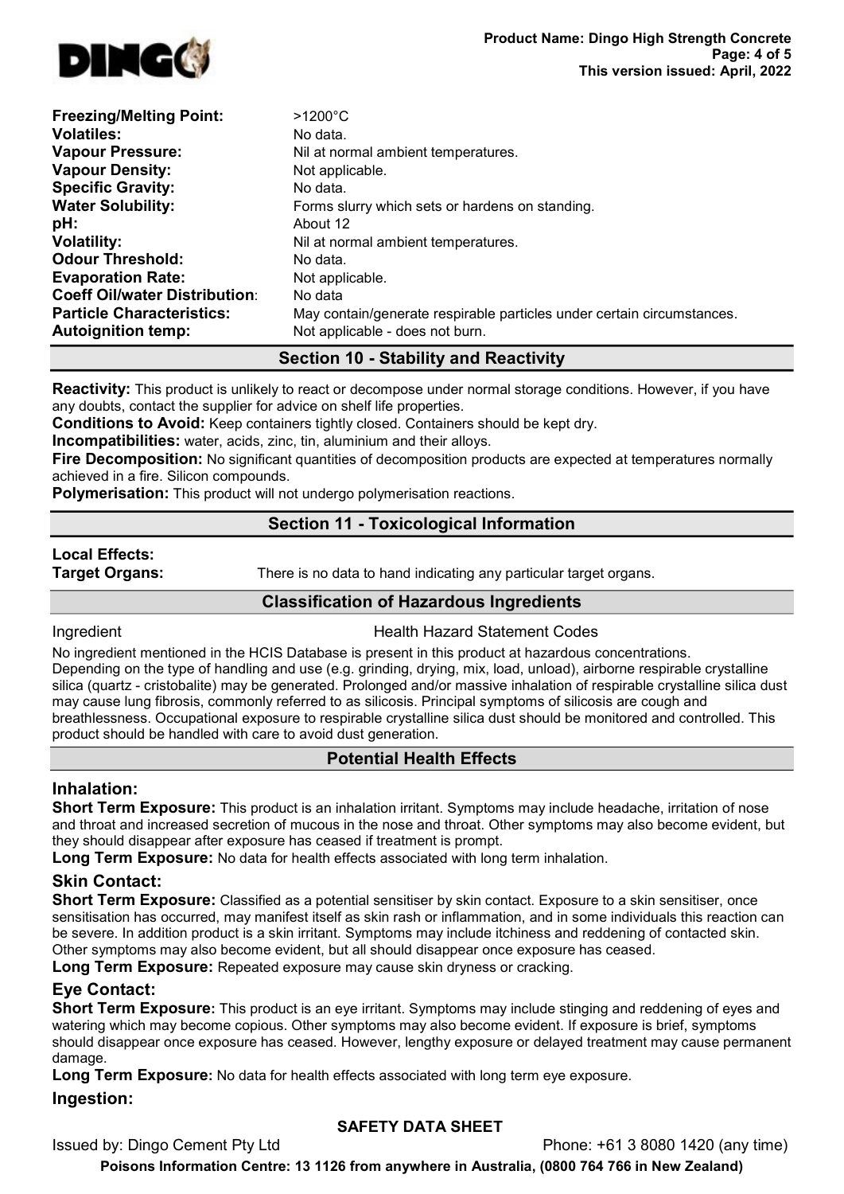| | |
|---|---|
| **Freezing/Melting Point:** | >1200°C |
| **Volatiles:** | No data. |
| **Vapour Pressure:** | Nil at normal ambient temperatures. |
| **Vapour Density:** | Not applicable. |
| **Specific Gravity:** | No data. |
| **Water Solubility:** | Forms slurry which sets or hardens on standing. |
| **pH:** | About 12 |
| **Volatility:** | Nil at normal ambient temperatures. |
| **Odour Threshold:** | No data. |
| **Evaporation Rate:** | Not applicable. |
| **Coeff Oil/water Distribution:** | No data |
| **Particle Characteristics:** | May contain/generate respirable particles under certain circumstances. |
| **Autoignition temp:** | Not applicable - does not burn. |

## Section 10 - Stability and Reactivity

**Reactivity:** This product is unlikely to react or decompose under normal storage conditions. However, if you have any doubts, contact the supplier for advice on shelf life properties.

**Conditions to Avoid:** Keep containers tightly closed. Containers should be kept dry.

**Incompatibilities:** water, acids, zinc, tin, aluminium and their alloys.

**Fire Decomposition:** No significant quantities of decomposition products are expected at temperatures normally achieved in a fire. Silicon compounds.

**Polymerisation:** This product will not undergo polymerisation reactions.

## Section 11 - Toxicological Information

**Local Effects:**

**Target Organs:** There is no data to hand indicating any particular target organs.

### Classification of Hazardous Ingredients

| Ingredient | Health Hazard Statement Codes |
|---|---|

No ingredient mentioned in the HCIS Database is present in this product at hazardous concentrations.

Depending on the type of handling and use (e.g. grinding, drying, mix, load, unload), airborne respirable crystalline silica (quartz - cristobalite) may be generated. Prolonged and/or massive inhalation of respirable crystalline silica dust may cause lung fibrosis, commonly referred to as silicosis. Principal symptoms of silicosis are cough and breathlessness. Occupational exposure to respirable crystalline silica dust should be monitored and controlled. This product should be handled with care to avoid dust generation.

### Potential Health Effects

#### Inhalation:

**Short Term Exposure:** This product is an inhalation irritant. Symptoms may include headache, irritation of nose and throat and increased secretion of mucous in the nose and throat. Other symptoms may also become evident, but they should disappear after exposure has ceased if treatment is prompt.

**Long Term Exposure:** No data for health effects associated with long term inhalation.

#### Skin Contact:

**Short Term Exposure:** Classified as a potential sensitiser by skin contact. Exposure to a skin sensitiser, once sensitisation has occurred, may manifest itself as skin rash or inflammation, and in some individuals this reaction can be severe. In addition product is a skin irritant. Symptoms may include itchiness and reddening of contacted skin. Other symptoms may also become evident, but all should disappear once exposure has ceased.

**Long Term Exposure:** Repeated exposure may cause skin dryness or cracking.

#### Eye Contact:

**Short Term Exposure:** This product is an eye irritant. Symptoms may include stinging and reddening of eyes and watering which may become copious. Other symptoms may also become evident. If exposure is brief, symptoms should disappear once exposure has ceased. However, lengthy exposure or delayed treatment may cause permanent damage.

**Long Term Exposure:** No data for health effects associated with long term eye exposure.

#### Ingestion: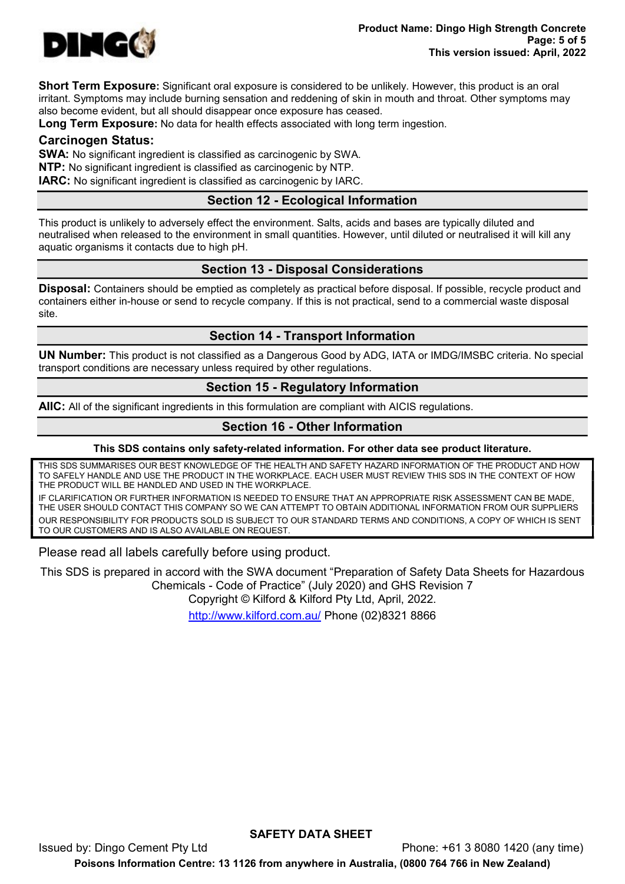**Short Term Exposure:** Significant oral exposure is considered to be unlikely. However, this product is an oral irritant. Symptoms may include burning sensation and reddening of skin in mouth and throat. Other symptoms may also become evident, but all should disappear once exposure has ceased.

**Long Term Exposure:** No data for health effects associated with long term ingestion.

### Carcinogen Status:

**SWA:** No significant ingredient is classified as carcinogenic by SWA.

**NTP:** No significant ingredient is classified as carcinogenic by NTP.

**IARC:** No significant ingredient is classified as carcinogenic by IARC.

## Section 12 - Ecological Information

This product is unlikely to adversely effect the environment. Salts, acids and bases are typically diluted and neutralised when released to the environment in small quantities. However, until diluted or neutralised it will kill any aquatic organisms it contacts due to high pH.

## Section 13 - Disposal Considerations

**Disposal:** Containers should be emptied as completely as practical before disposal. If possible, recycle product and containers either in-house or send to recycle company. If this is not practical, send to a commercial waste disposal site.

## Section 14 - Transport Information

**UN Number:** This product is not classified as a Dangerous Good by ADG, IATA or IMDG/IMSBC criteria. No special transport conditions are necessary unless required by other regulations.

## Section 15 - Regulatory Information

**AIIC:** All of the significant ingredients in this formulation are compliant with AICIS regulations.

## Section 16 - Other Information

**This SDS contains only safety-related information. For other data see product literature.**

THIS SDS SUMMARISES OUR BEST KNOWLEDGE OF THE HEALTH AND SAFETY HAZARD INFORMATION OF THE PRODUCT AND HOW TO SAFELY HANDLE AND USE THE PRODUCT IN THE WORKPLACE. EACH USER MUST REVIEW THIS SDS IN THE CONTEXT OF HOW THE PRODUCT WILL BE HANDLED AND USED IN THE WORKPLACE.

IF CLARIFICATION OR FURTHER INFORMATION IS NEEDED TO ENSURE THAT AN APPROPRIATE RISK ASSESSMENT CAN BE MADE, THE USER SHOULD CONTACT THIS COMPANY SO WE CAN ATTEMPT TO OBTAIN ADDITIONAL INFORMATION FROM OUR SUPPLIERS

OUR RESPONSIBILITY FOR PRODUCTS SOLD IS SUBJECT TO OUR STANDARD TERMS AND CONDITIONS, A COPY OF WHICH IS SENT TO OUR CUSTOMERS AND IS ALSO AVAILABLE ON REQUEST.

Please read all labels carefully before using product.

This SDS is prepared in accord with the SWA document "Preparation of Safety Data Sheets for Hazardous Chemicals - Code of Practice" (July 2020) and GHS Revision 7

Copyright © Kilford & Kilford Pty Ltd, April, 2022.

http://www.kilford.com.au/ Phone (02)8321 8866